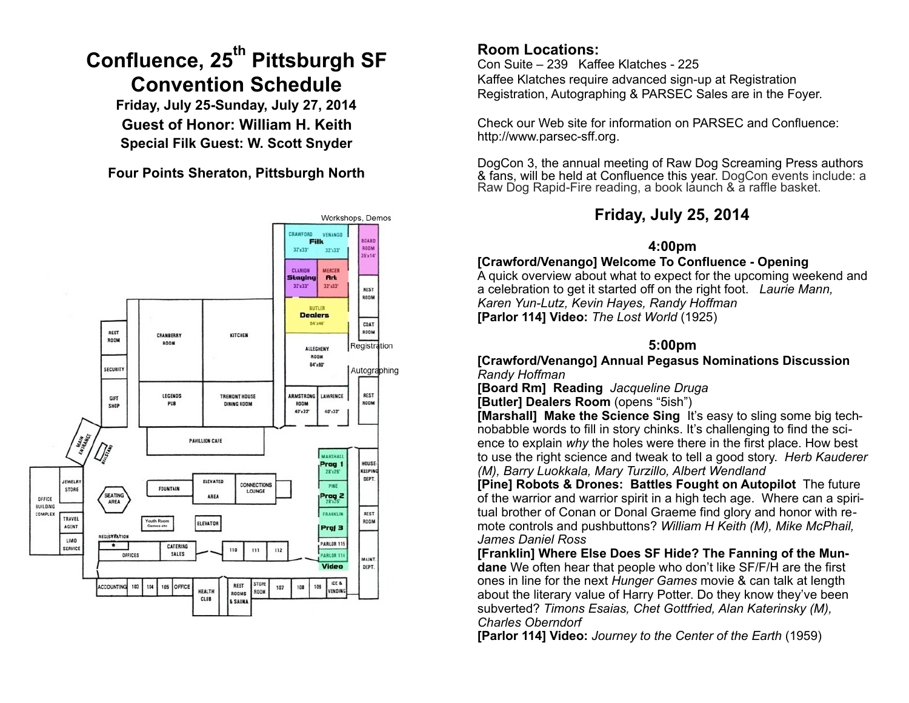# Confluence, 25th Pittsburgh SF Convention Schedule

**Friday, July 25-Sunday, July 27, 2014**

**Guest of Honor: William H. Keith**

**Special Filk Guest: W. Scott Snyder**

**Four Points Sheraton, Pittsburgh North**

**Room Locations:**
Con Suite – 239 Kaffee Klatches - 225
Kaffee Klatches require advanced sign-up at Registration
Registration, Autographing & PARSEC Sales are in the Foyer.

Check our Web site for information on PARSEC and Confluence: http://www.parsec-sff.org.

DogCon 3, the annual meeting of Raw Dog Screaming Press authors & fans, will be held at Confluence this year. DogCon events include: a Raw Dog Rapid-Fire reading, a book launch & a raffle basket.

## Friday, July 25, 2014

### 4:00pm

**[Crawford/Venango] Welcome To Confluence - Opening**
A quick overview about what to expect for the upcoming weekend and a celebration to get it started off on the right foot. *Laurie Mann, Karen Yun-Lutz, Kevin Hayes, Randy Hoffman*

**[Parlor 114] Video:** *The Lost World* (1925)

### 5:00pm

**[Crawford/Venango] Annual Pegasus Nominations Discussion**
*Randy Hoffman*

**[Board Rm] Reading** *Jacqueline Druga*

**[Butler] Dealers Room** (opens "5ish")

**[Marshall] Make the Science Sing** It's easy to sling some big technobabble words to fill in story chinks. It's challenging to find the science to explain *why* the holes were there in the first place. How best to use the right science and tweak to tell a good story. *Herb Kauderer (M), Barry Luokkala, Mary Turzillo, Albert Wendland*

**[Pine] Robots & Drones: Battles Fought on Autopilot** The future of the warrior and warrior spirit in a high tech age. Where can a spiritual brother of Conan or Donal Graeme find glory and honor with remote controls and pushbuttons? *William H Keith (M), Mike McPhail, James Daniel Ross*

**[Franklin] Where Else Does SF Hide? The Fanning of the Mundane** We often hear that people who don't like SF/F/H are the first ones in line for the next *Hunger Games* movie & can talk at length about the literary value of Harry Potter. Do they know they've been subverted? *Timons Esaias, Chet Gottfried, Alan Katerinsky (M), Charles Oberndorf*

**[Parlor 114] Video:** *Journey to the Center of the Earth* (1959)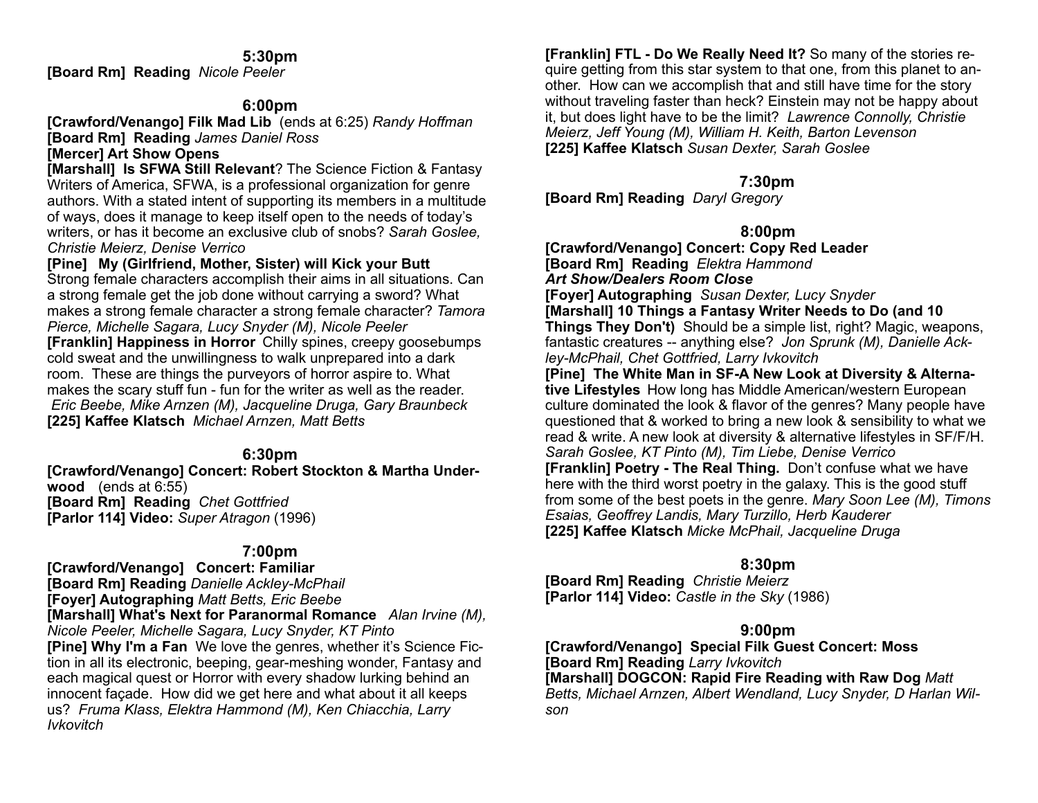### 5:30pm

**[Board Rm] Reading** *Nicole Peeler*

### 6:00pm

**[Crawford/Venango] Filk Mad Lib** (ends at 6:25) *Randy Hoffman*
**[Board Rm] Reading** *James Daniel Ross*
**[Mercer] Art Show Opens**
**[Marshall] Is SFWA Still Relevant**? The Science Fiction & Fantasy Writers of America, SFWA, is a professional organization for genre authors. With a stated intent of supporting its members in a multitude of ways, does it manage to keep itself open to the needs of today's writers, or has it become an exclusive club of snobs? *Sarah Goslee, Christie Meierz, Denise Verrico*
**[Pine] My (Girlfriend, Mother, Sister) will Kick your Butt** Strong female characters accomplish their aims in all situations. Can a strong female get the job done without carrying a sword? What makes a strong female character a strong female character? *Tamora Pierce, Michelle Sagara, Lucy Snyder (M), Nicole Peeler*
**[Franklin] Happiness in Horror** Chilly spines, creepy goosebumps cold sweat and the unwillingness to walk unprepared into a dark room. These are things the purveyors of horror aspire to. What makes the scary stuff fun - fun for the writer as well as the reader. *Eric Beebe, Mike Arnzen (M), Jacqueline Druga, Gary Braunbeck*
**[225] Kaffee Klatsch** *Michael Arnzen, Matt Betts*

### 6:30pm

**[Crawford/Venango] Concert: Robert Stockton & Martha Underwood** (ends at 6:55)
**[Board Rm] Reading** *Chet Gottfried*
**[Parlor 114] Video:** *Super Atragon* (1996)

### 7:00pm

**[Crawford/Venango] Concert: Familiar**
**[Board Rm] Reading** *Danielle Ackley-McPhail*
**[Foyer] Autographing** *Matt Betts, Eric Beebe*
**[Marshall] What's Next for Paranormal Romance** *Alan Irvine (M), Nicole Peeler, Michelle Sagara, Lucy Snyder, KT Pinto*
**[Pine] Why I'm a Fan** We love the genres, whether it's Science Fiction in all its electronic, beeping, gear-meshing wonder, Fantasy and each magical quest or Horror with every shadow lurking behind an innocent façade. How did we get here and what about it all keeps us? *Fruma Klass, Elektra Hammond (M), Ken Chiacchia, Larry Ivkovitch*
**[Franklin] FTL - Do We Really Need It?** So many of the stories require getting from this star system to that one, from this planet to another. How can we accomplish that and still have time for the story without traveling faster than heck? Einstein may not be happy about it, but does light have to be the limit? *Lawrence Connolly, Christie Meierz, Jeff Young (M), William H. Keith, Barton Levenson*
**[225] Kaffee Klatsch** *Susan Dexter, Sarah Goslee*

### 7:30pm

**[Board Rm] Reading** *Daryl Gregory*

### 8:00pm

**[Crawford/Venango] Concert: Copy Red Leader**
**[Board Rm] Reading** *Elektra Hammond*
***Art Show/Dealers Room Close***
**[Foyer] Autographing** *Susan Dexter, Lucy Snyder*
**[Marshall] 10 Things a Fantasy Writer Needs to Do (and 10 Things They Don't)** Should be a simple list, right? Magic, weapons, fantastic creatures -- anything else? *Jon Sprunk (M), Danielle Ackley-McPhail, Chet Gottfried, Larry Ivkovitch*
**[Pine] The White Man in SF-A New Look at Diversity & Alternative Lifestyles** How long has Middle American/western European culture dominated the look & flavor of the genres? Many people have questioned that & worked to bring a new look & sensibility to what we read & write. A new look at diversity & alternative lifestyles in SF/F/H. *Sarah Goslee, KT Pinto (M), Tim Liebe, Denise Verrico*
**[Franklin] Poetry - The Real Thing.** Don't confuse what we have here with the third worst poetry in the galaxy. This is the good stuff from some of the best poets in the genre. *Mary Soon Lee (M), Timons Esaias, Geoffrey Landis, Mary Turzillo, Herb Kauderer*
**[225] Kaffee Klatsch** *Micke McPhail, Jacqueline Druga*

### 8:30pm

**[Board Rm] Reading** *Christie Meierz*
**[Parlor 114] Video:** *Castle in the Sky* (1986)

### 9:00pm

**[Crawford/Venango] Special Filk Guest Concert: Moss**
**[Board Rm] Reading** *Larry Ivkovitch*
**[Marshall] DOGCON: Rapid Fire Reading with Raw Dog** *Matt Betts, Michael Arnzen, Albert Wendland, Lucy Snyder, D Harlan Wilson*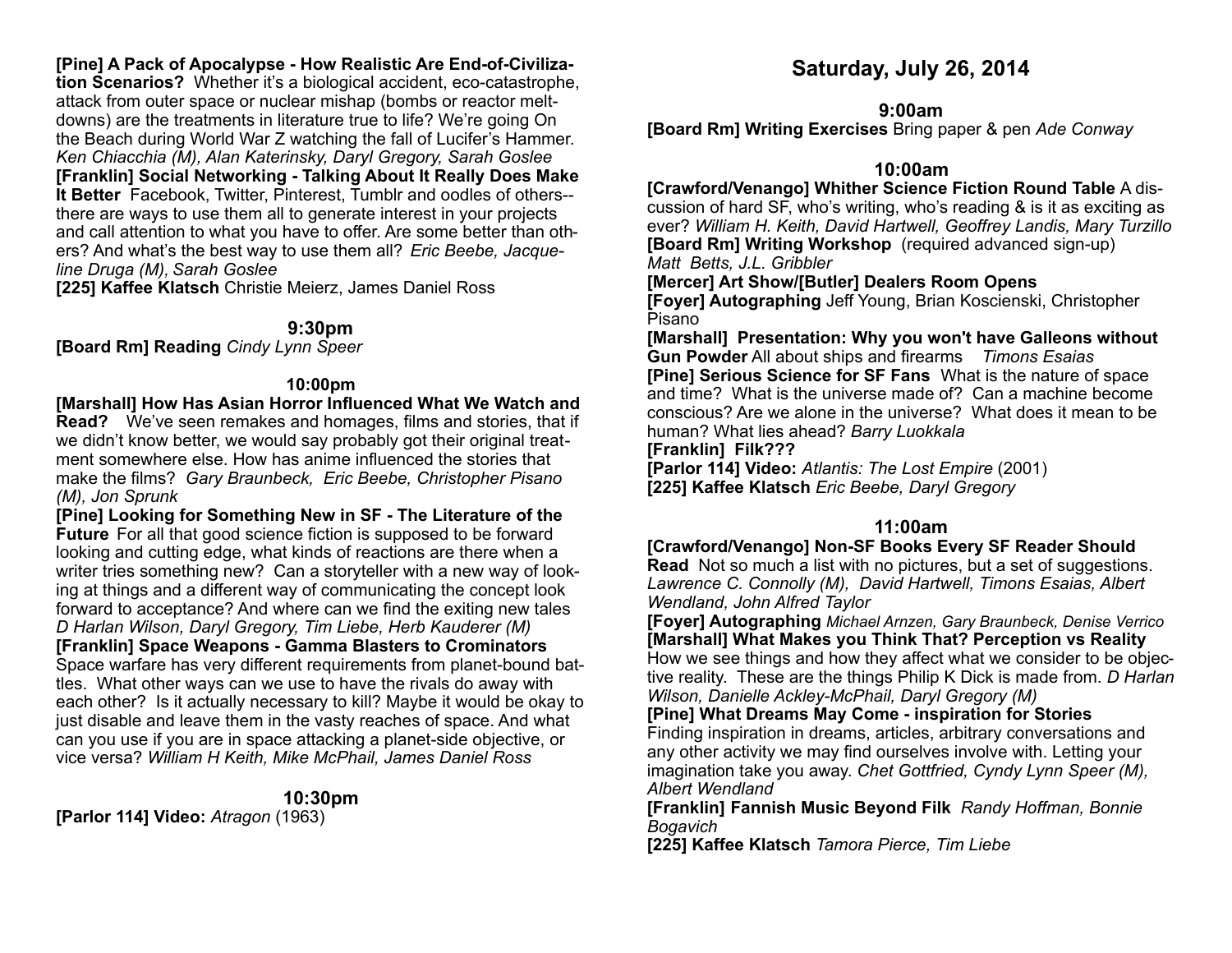**[Pine] A Pack of Apocalypse - How Realistic Are End-of-Civilization Scenarios?** Whether it's a biological accident, eco-catastrophe, attack from outer space or nuclear mishap (bombs or reactor meltdowns) are the treatments in literature true to life? We're going On the Beach during World War Z watching the fall of Lucifer's Hammer. *Ken Chiacchia (M), Alan Katerinsky, Daryl Gregory, Sarah Goslee*

**[Franklin] Social Networking - Talking About It Really Does Make It Better** Facebook, Twitter, Pinterest, Tumblr and oodles of others--there are ways to use them all to generate interest in your projects and call attention to what you have to offer. Are some better than others? And what's the best way to use them all? *Eric Beebe, Jacqueline Druga (M), Sarah Goslee*

**[225] Kaffee Klatsch** Christie Meierz, James Daniel Ross

### 9:30pm

**[Board Rm] Reading** *Cindy Lynn Speer*

### 10:00pm

**[Marshall] How Has Asian Horror Influenced What We Watch and Read?** We've seen remakes and homages, films and stories, that if we didn't know better, we would say probably got their original treatment somewhere else. How has anime influenced the stories that make the films? *Gary Braunbeck, Eric Beebe, Christopher Pisano (M), Jon Sprunk*

**[Pine] Looking for Something New in SF - The Literature of the Future** For all that good science fiction is supposed to be forward looking and cutting edge, what kinds of reactions are there when a writer tries something new? Can a storyteller with a new way of looking at things and a different way of communicating the concept look forward to acceptance? And where can we find the exiting new tales *D Harlan Wilson, Daryl Gregory, Tim Liebe, Herb Kauderer (M)*

**[Franklin] Space Weapons - Gamma Blasters to Crominators** Space warfare has very different requirements from planet-bound battles. What other ways can we use to have the rivals do away with each other? Is it actually necessary to kill? Maybe it would be okay to just disable and leave them in the vasty reaches of space. And what can you use if you are in space attacking a planet-side objective, or vice versa? *William H Keith, Mike McPhail, James Daniel Ross*

### 10:30pm

**[Parlor 114] Video:** *Atragon* (1963)

## Saturday, July 26, 2014

### 9:00am

**[Board Rm] Writing Exercises** Bring paper & pen *Ade Conway*

### 10:00am

**[Crawford/Venango] Whither Science Fiction Round Table** A discussion of hard SF, who's writing, who's reading & is it as exciting as ever? *William H. Keith, David Hartwell, Geoffrey Landis, Mary Turzillo*

**[Board Rm] Writing Workshop** (required advanced sign-up) *Matt Betts, J.L. Gribbler*

**[Mercer] Art Show/[Butler] Dealers Room Opens**

**[Foyer] Autographing** Jeff Young, Brian Koscienski, Christopher Pisano

**[Marshall] Presentation: Why you won't have Galleons without Gun Powder** All about ships and firearms *Timons Esaias*

**[Pine] Serious Science for SF Fans** What is the nature of space and time? What is the universe made of? Can a machine become conscious? Are we alone in the universe? What does it mean to be human? What lies ahead? *Barry Luokkala*

**[Franklin] Filk???**

**[Parlor 114] Video:** *Atlantis: The Lost Empire* (2001)

**[225] Kaffee Klatsch** *Eric Beebe, Daryl Gregory*

### 11:00am

**[Crawford/Venango] Non-SF Books Every SF Reader Should Read** Not so much a list with no pictures, but a set of suggestions. *Lawrence C. Connolly (M), David Hartwell, Timons Esaias, Albert Wendland, John Alfred Taylor*

**[Foyer] Autographing** *Michael Arnzen, Gary Braunbeck, Denise Verrico*

**[Marshall] What Makes you Think That? Perception vs Reality** How we see things and how they affect what we consider to be objective reality. These are the things Philip K Dick is made from. *D Harlan Wilson, Danielle Ackley-McPhail, Daryl Gregory (M)*

**[Pine] What Dreams May Come - inspiration for Stories** Finding inspiration in dreams, articles, arbitrary conversations and any other activity we may find ourselves involve with. Letting your imagination take you away. *Chet Gottfried, Cyndy Lynn Speer (M), Albert Wendland*

**[Franklin] Fannish Music Beyond Filk** *Randy Hoffman, Bonnie Bogavich*

**[225] Kaffee Klatsch** *Tamora Pierce, Tim Liebe*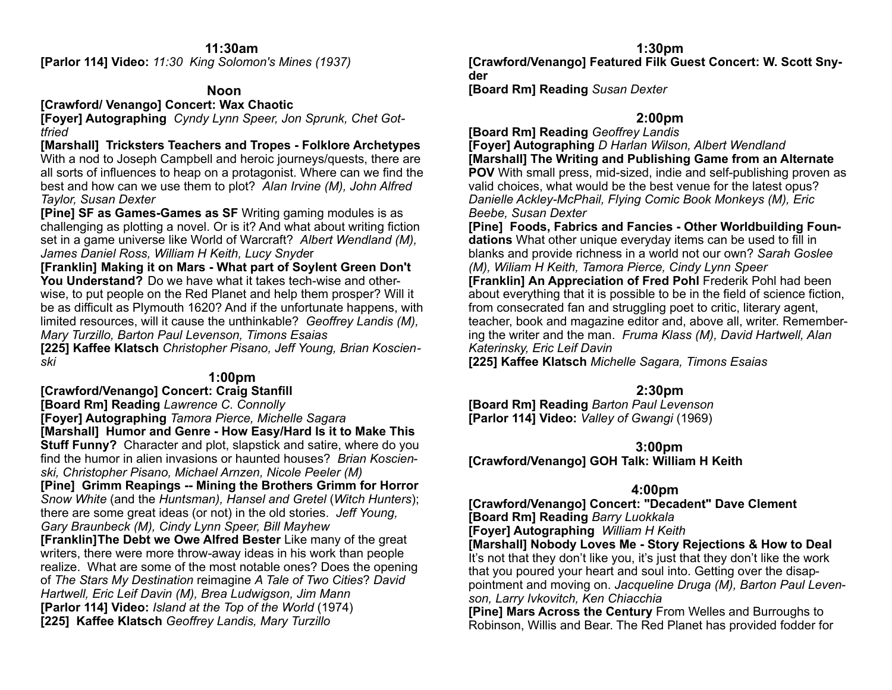### 11:30am

**[Parlor 114] Video:** *11:30 King Solomon's Mines (1937)*

### Noon

**[Crawford/ Venango] Concert: Wax Chaotic**

**[Foyer] Autographing** *Cyndy Lynn Speer, Jon Sprunk, Chet Gottfried*

**[Marshall] Tricksters Teachers and Tropes - Folklore Archetypes** With a nod to Joseph Campbell and heroic journeys/quests, there are all sorts of influences to heap on a protagonist. Where can we find the best and how can we use them to plot? *Alan Irvine (M), John Alfred Taylor, Susan Dexter*

**[Pine] SF as Games-Games as SF** Writing gaming modules is as challenging as plotting a novel. Or is it? And what about writing fiction set in a game universe like World of Warcraft? *Albert Wendland (M), James Daniel Ross, William H Keith, Lucy Snyder*

**[Franklin] Making it on Mars - What part of Soylent Green Don't You Understand?** Do we have what it takes tech-wise and otherwise, to put people on the Red Planet and help them prosper? Will it be as difficult as Plymouth 1620? And if the unfortunate happens, with limited resources, will it cause the unthinkable? *Geoffrey Landis (M), Mary Turzillo, Barton Paul Levenson, Timons Esaias*

**[225] Kaffee Klatsch** *Christopher Pisano, Jeff Young, Brian Koscienski*

### 1:00pm

**[Crawford/Venango] Concert: Craig Stanfill**

**[Board Rm] Reading** *Lawrence C. Connolly*

**[Foyer] Autographing** *Tamora Pierce, Michelle Sagara*

**[Marshall] Humor and Genre - How Easy/Hard Is it to Make This Stuff Funny?** Character and plot, slapstick and satire, where do you find the humor in alien invasions or haunted houses? *Brian Koscienski, Christopher Pisano, Michael Arnzen, Nicole Peeler (M)*

**[Pine] Grimm Reapings -- Mining the Brothers Grimm for Horror** *Snow White* (and the *Huntsman), Hansel and Gretel* (*Witch Hunters*); there are some great ideas (or not) in the old stories. *Jeff Young, Gary Braunbeck (M), Cindy Lynn Speer, Bill Mayhew*

**[Franklin]The Debt we Owe Alfred Bester** Like many of the great writers, there were more throw-away ideas in his work than people realize. What are some of the most notable ones? Does the opening of *The Stars My Destination* reimagine *A Tale of Two Cities*? *David Hartwell, Eric Leif Davin (M), Brea Ludwigson, Jim Mann*

**[Parlor 114] Video:** *Island at the Top of the World* (1974)

**[225] Kaffee Klatsch** *Geoffrey Landis, Mary Turzillo*

### 1:30pm

**[Crawford/Venango] Featured Filk Guest Concert: W. Scott Snyder**

**[Board Rm] Reading** *Susan Dexter*

### 2:00pm

**[Board Rm] Reading** *Geoffrey Landis*

**[Foyer] Autographing** *D Harlan Wilson, Albert Wendland*

**[Marshall] The Writing and Publishing Game from an Alternate POV** With small press, mid-sized, indie and self-publishing proven as valid choices, what would be the best venue for the latest opus? *Danielle Ackley-McPhail, Flying Comic Book Monkeys (M), Eric Beebe, Susan Dexter*

**[Pine] Foods, Fabrics and Fancies - Other Worldbuilding Foundations** What other unique everyday items can be used to fill in blanks and provide richness in a world not our own? *Sarah Goslee (M), Wiliam H Keith, Tamora Pierce, Cindy Lynn Speer*

**[Franklin] An Appreciation of Fred Pohl** Frederik Pohl had been about everything that it is possible to be in the field of science fiction, from consecrated fan and struggling poet to critic, literary agent, teacher, book and magazine editor and, above all, writer. Remembering the writer and the man. *Fruma Klass (M), David Hartwell, Alan Katerinsky, Eric Leif Davin*

**[225] Kaffee Klatsch** *Michelle Sagara, Timons Esaias*

### 2:30pm

**[Board Rm] Reading** *Barton Paul Levenson*

**[Parlor 114] Video:** *Valley of Gwangi* (1969)

### 3:00pm

**[Crawford/Venango] GOH Talk: William H Keith**

### 4:00pm

**[Crawford/Venango] Concert: "Decadent" Dave Clement**

**[Board Rm] Reading** *Barry Luokkala*

**[Foyer] Autographing** *William H Keith*

**[Marshall] Nobody Loves Me - Story Rejections & How to Deal** It's not that they don't like you, it's just that they don't like the work that you poured your heart and soul into. Getting over the disappointment and moving on. *Jacqueline Druga (M), Barton Paul Levenson, Larry Ivkovitch, Ken Chiacchia*

**[Pine] Mars Across the Century** From Welles and Burroughs to Robinson, Willis and Bear. The Red Planet has provided fodder for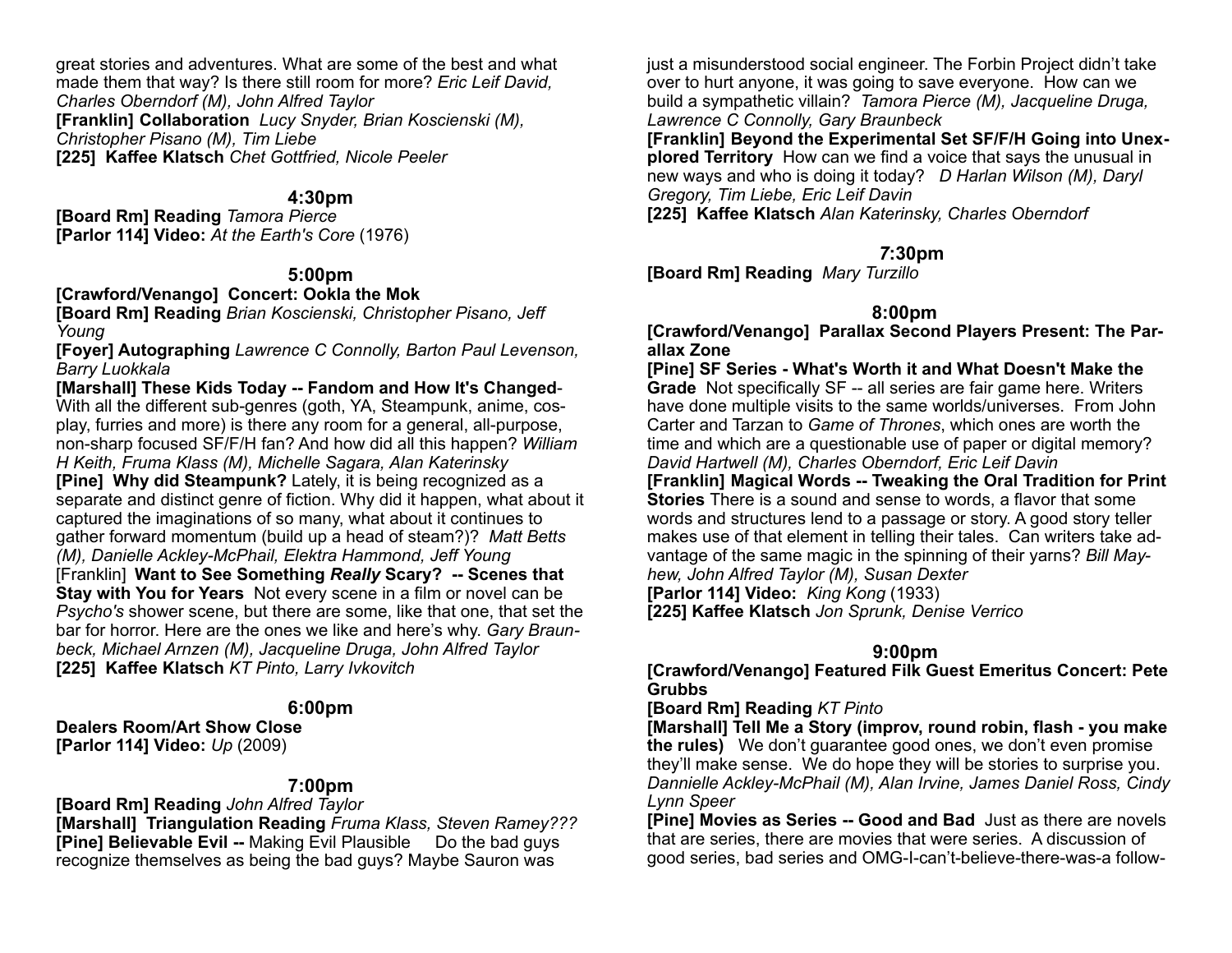great stories and adventures. What are some of the best and what made them that way? Is there still room for more? *Eric Leif David, Charles Oberndorf (M), John Alfred Taylor*

**[Franklin] Collaboration** *Lucy Snyder, Brian Koscienski (M), Christopher Pisano (M), Tim Liebe*

**[225] Kaffee Klatsch** *Chet Gottfried, Nicole Peeler*

### 4:30pm

**[Board Rm] Reading** *Tamora Pierce*

**[Parlor 114] Video:** *At the Earth's Core* (1976)

### 5:00pm

**[Crawford/Venango] Concert: Ookla the Mok**

**[Board Rm] Reading** *Brian Koscienski, Christopher Pisano, Jeff Young*

**[Foyer] Autographing** *Lawrence C Connolly, Barton Paul Levenson, Barry Luokkala*

**[Marshall] These Kids Today -- Fandom and How It's Changed**- With all the different sub-genres (goth, YA, Steampunk, anime, cosplay, furries and more) is there any room for a general, all-purpose, non-sharp focused SF/F/H fan? And how did all this happen? *William H Keith, Fruma Klass (M), Michelle Sagara, Alan Katerinsky*

**[Pine] Why did Steampunk?** Lately, it is being recognized as a separate and distinct genre of fiction. Why did it happen, what about it captured the imaginations of so many, what about it continues to gather forward momentum (build up a head of steam?)? *Matt Betts (M), Danielle Ackley-McPhail, Elektra Hammond, Jeff Young*

[Franklin] **Want to See Something *Really* Scary? -- Scenes that Stay with You for Years** Not every scene in a film or novel can be *Psycho's* shower scene, but there are some, like that one, that set the bar for horror. Here are the ones we like and here's why. *Gary Braunbeck, Michael Arnzen (M), Jacqueline Druga, John Alfred Taylor*

**[225] Kaffee Klatsch** *KT Pinto, Larry Ivkovitch*

### 6:00pm

**Dealers Room/Art Show Close**

**[Parlor 114] Video:** *Up* (2009)

### 7:00pm

**[Board Rm] Reading** *John Alfred Taylor*

**[Marshall] Triangulation Reading** *Fruma Klass, Steven Ramey???*

**[Pine] Believable Evil --** Making Evil Plausible Do the bad guys recognize themselves as being the bad guys? Maybe Sauron was just a misunderstood social engineer. The Forbin Project didn't take over to hurt anyone, it was going to save everyone. How can we build a sympathetic villain? *Tamora Pierce (M), Jacqueline Druga, Lawrence C Connolly, Gary Braunbeck*

**[Franklin] Beyond the Experimental Set SF/F/H Going into Unexplored Territory** How can we find a voice that says the unusual in new ways and who is doing it today? *D Harlan Wilson (M), Daryl Gregory, Tim Liebe, Eric Leif Davin*

**[225] Kaffee Klatsch** *Alan Katerinsky, Charles Oberndorf*

### 7:30pm

**[Board Rm] Reading** *Mary Turzillo*

### 8:00pm

**[Crawford/Venango] Parallax Second Players Present: The Parallax Zone**

**[Pine] SF Series - What's Worth it and What Doesn't Make the Grade** Not specifically SF -- all series are fair game here. Writers have done multiple visits to the same worlds/universes. From John Carter and Tarzan to *Game of Thrones*, which ones are worth the time and which are a questionable use of paper or digital memory? *David Hartwell (M), Charles Oberndorf, Eric Leif Davin*

**[Franklin] Magical Words -- Tweaking the Oral Tradition for Print Stories** There is a sound and sense to words, a flavor that some words and structures lend to a passage or story. A good story teller makes use of that element in telling their tales. Can writers take advantage of the same magic in the spinning of their yarns? *Bill Mayhew, John Alfred Taylor (M), Susan Dexter*

**[Parlor 114] Video:** *King Kong* (1933)

**[225] Kaffee Klatsch** *Jon Sprunk, Denise Verrico*

### 9:00pm

**[Crawford/Venango] Featured Filk Guest Emeritus Concert: Pete Grubbs**

**[Board Rm] Reading** *KT Pinto*

**[Marshall] Tell Me a Story (improv, round robin, flash - you make the rules)** We don't guarantee good ones, we don't even promise they'll make sense. We do hope they will be stories to surprise you. *Dannielle Ackley-McPhail (M), Alan Irvine, James Daniel Ross, Cindy Lynn Speer*

**[Pine] Movies as Series -- Good and Bad** Just as there are novels that are series, there are movies that were series. A discussion of good series, bad series and OMG-I-can't-believe-there-was-a follow-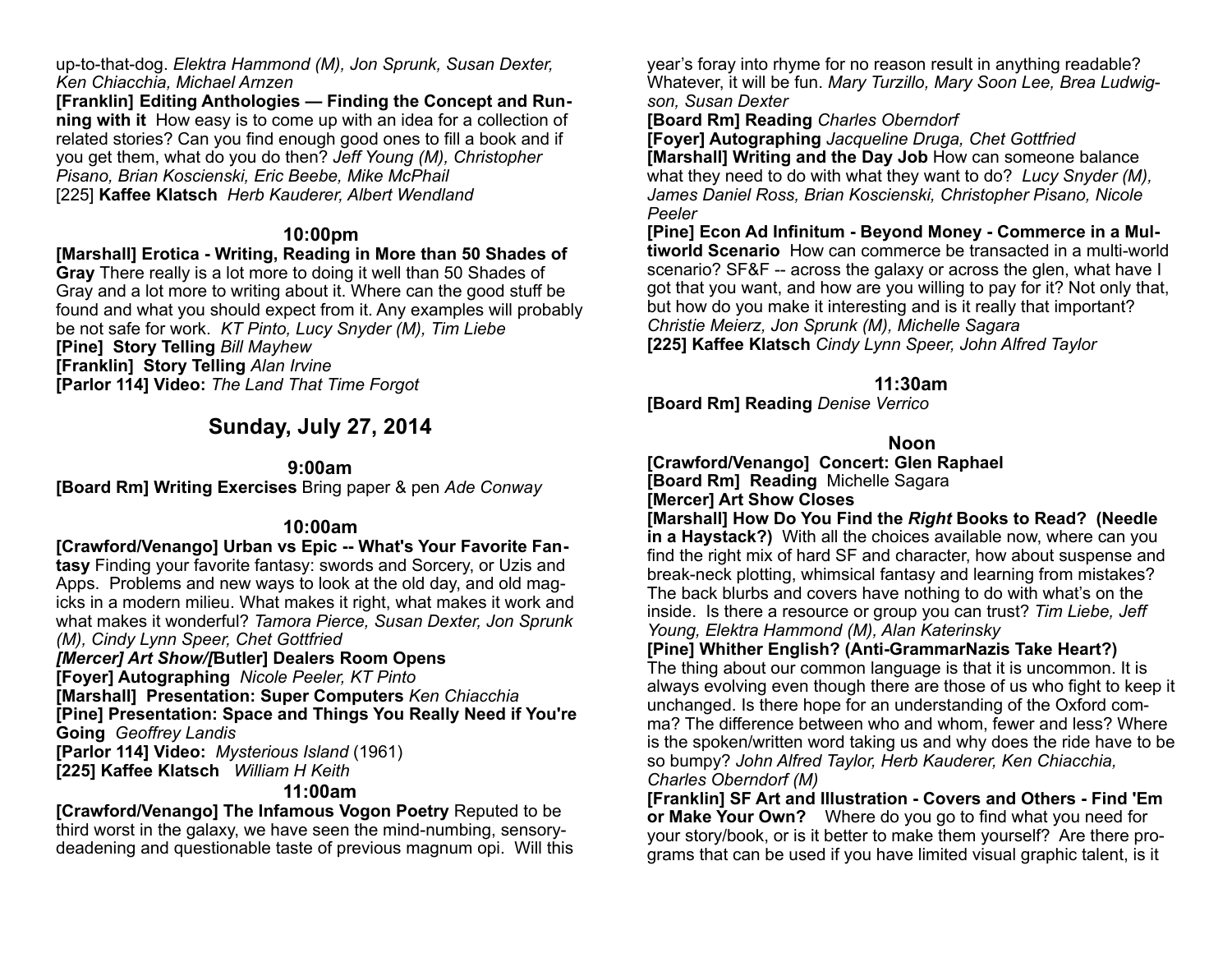up-to-that-dog. *Elektra Hammond (M), Jon Sprunk, Susan Dexter, Ken Chiacchia, Michael Arnzen*

**[Franklin] Editing Anthologies — Finding the Concept and Running with it** How easy is to come up with an idea for a collection of related stories? Can you find enough good ones to fill a book and if you get them, what do you do then? *Jeff Young (M), Christopher Pisano, Brian Koscienski, Eric Beebe, Mike McPhail*

[225] **Kaffee Klatsch** *Herb Kauderer, Albert Wendland*

### 10:00pm

**[Marshall] Erotica - Writing, Reading in More than 50 Shades of Gray** There really is a lot more to doing it well than 50 Shades of Gray and a lot more to writing about it. Where can the good stuff be found and what you should expect from it. Any examples will probably be not safe for work. *KT Pinto, Lucy Snyder (M), Tim Liebe*

**[Pine] Story Telling** *Bill Mayhew*

**[Franklin] Story Telling** *Alan Irvine*

**[Parlor 114] Video:** *The Land That Time Forgot*

## Sunday, July 27, 2014

### 9:00am

**[Board Rm] Writing Exercises** Bring paper & pen *Ade Conway*

### 10:00am

**[Crawford/Venango] Urban vs Epic -- What's Your Favorite Fantasy** Finding your favorite fantasy: swords and Sorcery, or Uzis and Apps. Problems and new ways to look at the old day, and old magicks in a modern milieu. What makes it right, what makes it work and what makes it wonderful? *Tamora Pierce, Susan Dexter, Jon Sprunk (M), Cindy Lynn Speer, Chet Gottfried*

***[Mercer] Art Show/*[Butler] Dealers Room Opens**

**[Foyer] Autographing** *Nicole Peeler, KT Pinto*

**[Marshall] Presentation: Super Computers** *Ken Chiacchia*

**[Pine] Presentation: Space and Things You Really Need if You're Going** *Geoffrey Landis*

**[Parlor 114] Video:** *Mysterious Island* (1961)

**[225] Kaffee Klatsch** *William H Keith*

### 11:00am

**[Crawford/Venango] The Infamous Vogon Poetry** Reputed to be third worst in the galaxy, we have seen the mind-numbing, sensory-deadening and questionable taste of previous magnum opi. Will this year's foray into rhyme for no reason result in anything readable? Whatever, it will be fun. *Mary Turzillo, Mary Soon Lee, Brea Ludwigson, Susan Dexter*

**[Board Rm] Reading** *Charles Oberndorf*

**[Foyer] Autographing** *Jacqueline Druga, Chet Gottfried*

**[Marshall] Writing and the Day Job** How can someone balance what they need to do with what they want to do? *Lucy Snyder (M), James Daniel Ross, Brian Koscienski, Christopher Pisano, Nicole Peeler*

**[Pine] Econ Ad Infinitum - Beyond Money - Commerce in a Multiworld Scenario** How can commerce be transacted in a multi-world scenario? SF&F -- across the galaxy or across the glen, what have I got that you want, and how are you willing to pay for it? Not only that, but how do you make it interesting and is it really that important? *Christie Meierz, Jon Sprunk (M), Michelle Sagara*

**[225] Kaffee Klatsch** *Cindy Lynn Speer, John Alfred Taylor*

### 11:30am

**[Board Rm] Reading** *Denise Verrico*

### Noon

**[Crawford/Venango] Concert: Glen Raphael**

**[Board Rm] Reading** Michelle Sagara

**[Mercer] Art Show Closes**

**[Marshall] How Do You Find the *Right* Books to Read? (Needle in a Haystack?)** With all the choices available now, where can you find the right mix of hard SF and character, how about suspense and break-neck plotting, whimsical fantasy and learning from mistakes? The back blurbs and covers have nothing to do with what's on the inside. Is there a resource or group you can trust? *Tim Liebe, Jeff Young, Elektra Hammond (M), Alan Katerinsky*

**[Pine] Whither English? (Anti-GrammarNazis Take Heart?)** The thing about our common language is that it is uncommon. It is always evolving even though there are those of us who fight to keep it unchanged. Is there hope for an understanding of the Oxford comma? The difference between who and whom, fewer and less? Where is the spoken/written word taking us and why does the ride have to be so bumpy? *John Alfred Taylor, Herb Kauderer, Ken Chiacchia, Charles Oberndorf (M)*

**[Franklin] SF Art and Illustration - Covers and Others - Find 'Em or Make Your Own?** Where do you go to find what you need for your story/book, or is it better to make them yourself? Are there programs that can be used if you have limited visual graphic talent, is it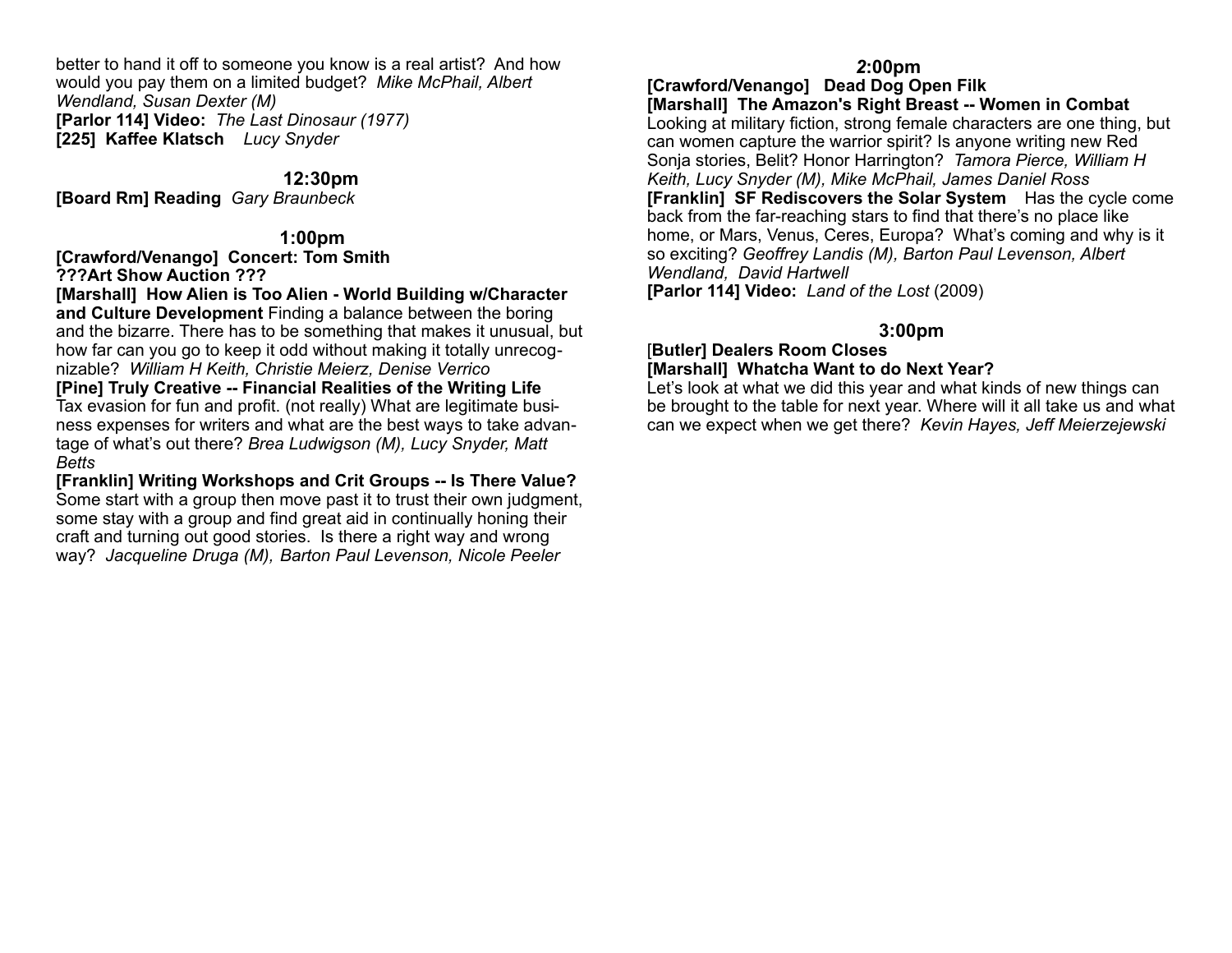better to hand it off to someone you know is a real artist? And how would you pay them on a limited budget? *Mike McPhail, Albert Wendland, Susan Dexter (M)*
**[Parlor 114] Video:** *The Last Dinosaur (1977)*
**[225] Kaffee Klatsch** *Lucy Snyder*

### 12:30pm

**[Board Rm] Reading** *Gary Braunbeck*

### 1:00pm

**[Crawford/Venango] Concert: Tom Smith**
**???Art Show Auction ???**
**[Marshall] How Alien is Too Alien - World Building w/Character and Culture Development** Finding a balance between the boring and the bizarre. There has to be something that makes it unusual, but how far can you go to keep it odd without making it totally unrecognizable? *William H Keith, Christie Meierz, Denise Verrico*
**[Pine] Truly Creative -- Financial Realities of the Writing Life** Tax evasion for fun and profit. (not really) What are legitimate business expenses for writers and what are the best ways to take advantage of what's out there? *Brea Ludwigson (M), Lucy Snyder, Matt Betts*
**[Franklin] Writing Workshops and Crit Groups -- Is There Value?** Some start with a group then move past it to trust their own judgment, some stay with a group and find great aid in continually honing their craft and turning out good stories. Is there a right way and wrong way? *Jacqueline Druga (M), Barton Paul Levenson, Nicole Peeler*

### 2:00pm

**[Crawford/Venango] Dead Dog Open Filk**
**[Marshall] The Amazon's Right Breast -- Women in Combat** Looking at military fiction, strong female characters are one thing, but can women capture the warrior spirit? Is anyone writing new Red Sonja stories, Belit? Honor Harrington? *Tamora Pierce, William H Keith, Lucy Snyder (M), Mike McPhail, James Daniel Ross*
**[Franklin] SF Rediscovers the Solar System** Has the cycle come back from the far-reaching stars to find that there's no place like home, or Mars, Venus, Ceres, Europa? What's coming and why is it so exciting? *Geoffrey Landis (M), Barton Paul Levenson, Albert Wendland, David Hartwell*
**[Parlor 114] Video:** *Land of the Lost* (2009)

### 3:00pm

**[Butler] Dealers Room Closes**
**[Marshall] Whatcha Want to do Next Year?**
Let's look at what we did this year and what kinds of new things can be brought to the table for next year. Where will it all take us and what can we expect when we get there? *Kevin Hayes, Jeff Meierzejewski*